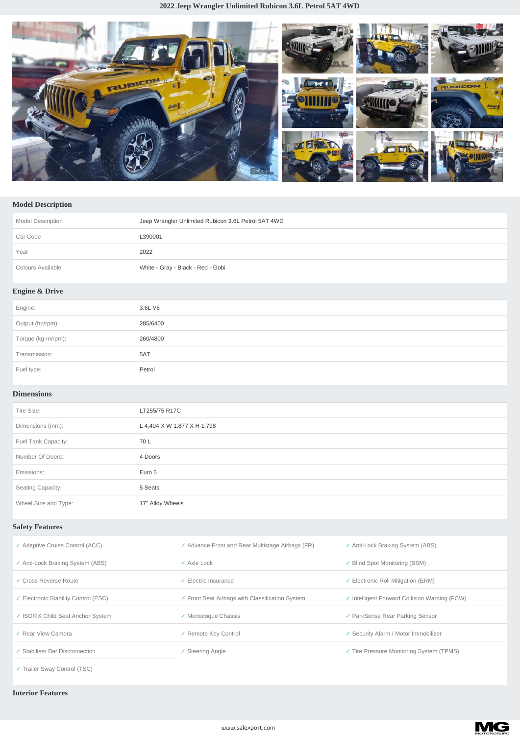# 2022 Jeep Wrangler Unlimited Rubicon 3.6L Petrol 5AT 4WD

## Model Description

| | |
|---|---|
| Model Description | Jeep Wrangler Unlimited Rubicon 3.6L Petrol 5AT 4WD |
| Car Code | L390001 |
| Year | 2022 |
| Colours Available | White - Gray - Black - Red - Gobi |

## Engine & Drive

| | |
|---|---|
| Engine: | 3.6L V6 |
| Output (hp/rpm): | 285/6400 |
| Torque (kg-m/rpm): | 260/4800 |
| Transmission: | 5AT |
| Fuel type: | Petrol |

## Dimensions

| | |
|---|---|
| Tire Size: | LT255/75 R17C |
| Dimensions (mm): | L 4,404 X W 1,877 X H 1,798 |
| Fuel Tank Capacity: | 70 L |
| Number Of Doors: | 4 Doors |
| Emissions: | Euro 5 |
| Seating Capacity: | 5 Seats |
| Wheel Size and Type: | 17" Alloy Wheels |

## Safety Features

| | | |
|---|---|---|
| ✓ Adaptive Cruise Control (ACC) | ✓ Advance Front and Rear Multistage Airbags (FR) | ✓ Anti-Lock Braking System (ABS) |
| ✓ Anti-Lock Braking System (ABS) | ✓ Axle Lock | ✓ Blind Spot Monitoring (BSM) |
| ✓ Cross Reverse Route | ✓ Electric Insurance | ✓ Electronic Roll Mitigation (ERM) |
| ✓ Electronic Stability Control (ESC) | ✓ Front Seat Airbags with Classification System | ✓ Intelligent Forward Collision Warning (FCW) |
| ✓ ISOFIX Child Seat Anchor System | ✓ Monocoque Chassis | ✓ ParkSense Rear Parking Sensor |
| ✓ Rear View Camera | ✓ Remote Key Control | ✓ Security Alarm / Motor Immobilizer |
| ✓ Stabiliser Bar Disconnection | ✓ Steering Angle | ✓ Tire Pressure Monitoring System (TPMS) |
| ✓ Trailer Sway Control (TSC) | | |

## Interior Features

www.salexport.com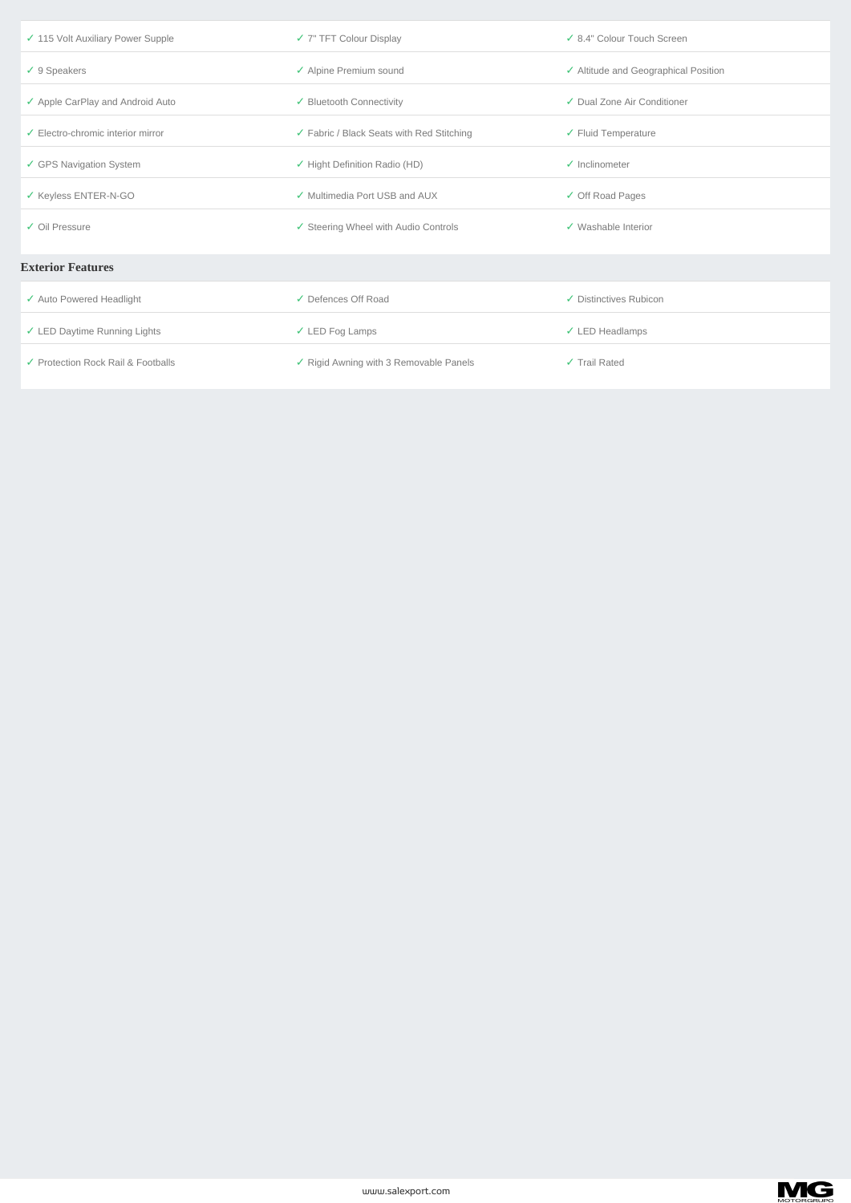| | | |
|---|---|---|
| ✓ 115 Volt Auxiliary Power Supple | ✓ 7" TFT Colour Display | ✓ 8.4" Colour Touch Screen |
| ✓ 9 Speakers | ✓ Alpine Premium sound | ✓ Altitude and Geographical Position |
| ✓ Apple CarPlay and Android Auto | ✓ Bluetooth Connectivity | ✓ Dual Zone Air Conditioner |
| ✓ Electro-chromic interior mirror | ✓ Fabric / Black Seats with Red Stitching | ✓ Fluid Temperature |
| ✓ GPS Navigation System | ✓ Hight Definition Radio (HD) | ✓ Inclinometer |
| ✓ Keyless ENTER-N-GO | ✓ Multimedia Port USB and AUX | ✓ Off Road Pages |
| ✓ Oil Pressure | ✓ Steering Wheel with Audio Controls | ✓ Washable Interior |

### Exterior Features

| | | |
|---|---|---|
| ✓ Auto Powered Headlight | ✓ Defences Off Road | ✓ Distinctives Rubicon |
| ✓ LED Daytime Running Lights | ✓ LED Fog Lamps | ✓ LED Headlamps |
| ✓ Protection Rock Rail & Footballs | ✓ Rigid Awning with 3 Removable Panels | ✓ Trail Rated |